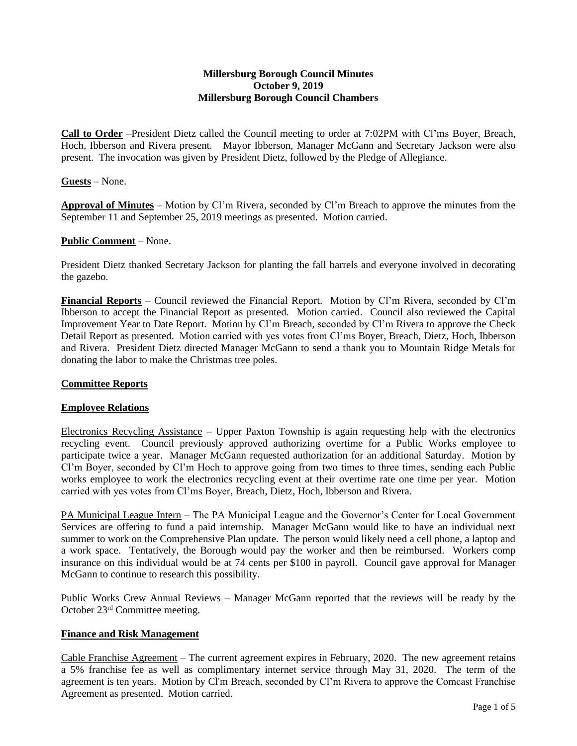**Millersburg Borough Council Minutes**
**October 9, 2019**
**Millersburg Borough Council Chambers**

**Call to Order** –President Dietz called the Council meeting to order at 7:02PM with Cl'ms Boyer, Breach, Hoch, Ibberson and Rivera present. Mayor Ibberson, Manager McGann and Secretary Jackson were also present. The invocation was given by President Dietz, followed by the Pledge of Allegiance.

**Guests** – None.

**Approval of Minutes** – Motion by Cl'm Rivera, seconded by Cl'm Breach to approve the minutes from the September 11 and September 25, 2019 meetings as presented. Motion carried.

**Public Comment** – None.

President Dietz thanked Secretary Jackson for planting the fall barrels and everyone involved in decorating the gazebo.

**Financial Reports** – Council reviewed the Financial Report. Motion by Cl'm Rivera, seconded by Cl'm Ibberson to accept the Financial Report as presented. Motion carried. Council also reviewed the Capital Improvement Year to Date Report. Motion by Cl'm Breach, seconded by Cl'm Rivera to approve the Check Detail Report as presented. Motion carried with yes votes from Cl'ms Boyer, Breach, Dietz, Hoch, Ibberson and Rivera. President Dietz directed Manager McGann to send a thank you to Mountain Ridge Metals for donating the labor to make the Christmas tree poles.

**Committee Reports**

**Employee Relations**

Electronics Recycling Assistance – Upper Paxton Township is again requesting help with the electronics recycling event. Council previously approved authorizing overtime for a Public Works employee to participate twice a year. Manager McGann requested authorization for an additional Saturday. Motion by Cl'm Boyer, seconded by Cl'm Hoch to approve going from two times to three times, sending each Public works employee to work the electronics recycling event at their overtime rate one time per year. Motion carried with yes votes from Cl'ms Boyer, Breach, Dietz, Hoch, Ibberson and Rivera.

PA Municipal League Intern – The PA Municipal League and the Governor's Center for Local Government Services are offering to fund a paid internship. Manager McGann would like to have an individual next summer to work on the Comprehensive Plan update. The person would likely need a cell phone, a laptop and a work space. Tentatively, the Borough would pay the worker and then be reimbursed. Workers comp insurance on this individual would be at 74 cents per $100 in payroll. Council gave approval for Manager McGann to continue to research this possibility.

Public Works Crew Annual Reviews – Manager McGann reported that the reviews will be ready by the October 23rd Committee meeting.

**Finance and Risk Management**

Cable Franchise Agreement – The current agreement expires in February, 2020. The new agreement retains a 5% franchise fee as well as complimentary internet service through May 31, 2020. The term of the agreement is ten years. Motion by Cl'm Breach, seconded by Cl'm Rivera to approve the Comcast Franchise Agreement as presented. Motion carried.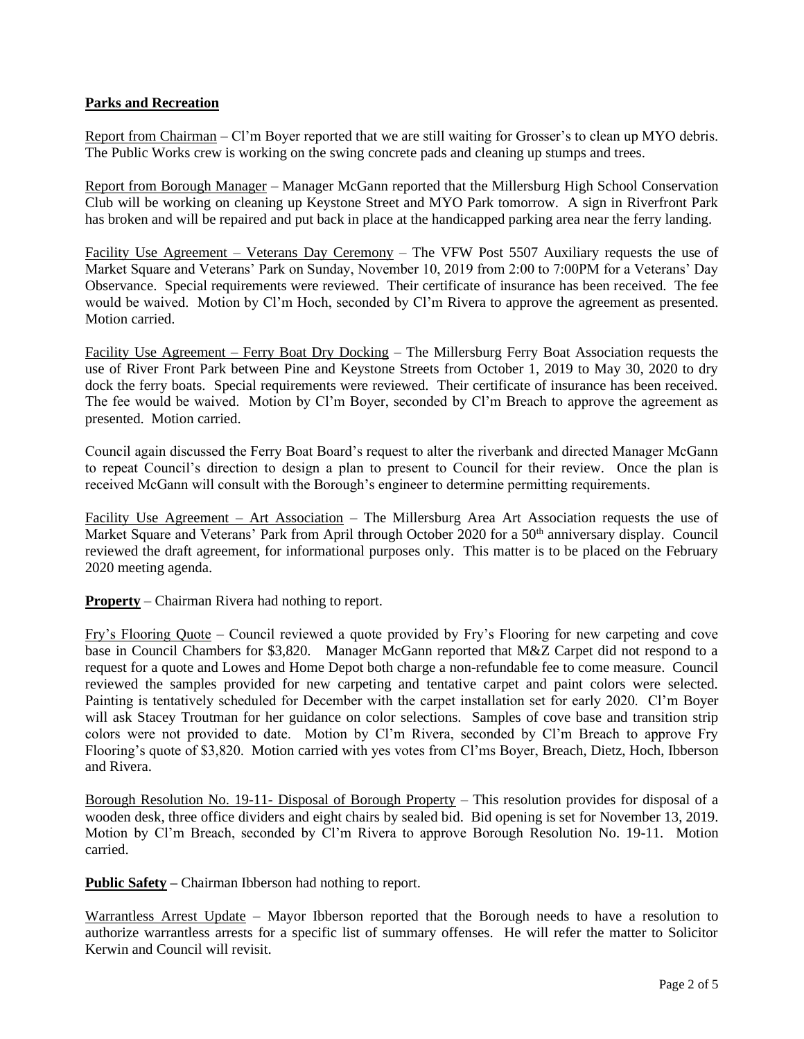**Parks and Recreation**

Report from Chairman – Cl'm Boyer reported that we are still waiting for Grosser's to clean up MYO debris. The Public Works crew is working on the swing concrete pads and cleaning up stumps and trees.

Report from Borough Manager – Manager McGann reported that the Millersburg High School Conservation Club will be working on cleaning up Keystone Street and MYO Park tomorrow. A sign in Riverfront Park has broken and will be repaired and put back in place at the handicapped parking area near the ferry landing.

Facility Use Agreement – Veterans Day Ceremony – The VFW Post 5507 Auxiliary requests the use of Market Square and Veterans' Park on Sunday, November 10, 2019 from 2:00 to 7:00PM for a Veterans' Day Observance. Special requirements were reviewed. Their certificate of insurance has been received. The fee would be waived. Motion by Cl'm Hoch, seconded by Cl'm Rivera to approve the agreement as presented. Motion carried.

Facility Use Agreement – Ferry Boat Dry Docking – The Millersburg Ferry Boat Association requests the use of River Front Park between Pine and Keystone Streets from October 1, 2019 to May 30, 2020 to dry dock the ferry boats. Special requirements were reviewed. Their certificate of insurance has been received. The fee would be waived. Motion by Cl'm Boyer, seconded by Cl'm Breach to approve the agreement as presented. Motion carried.

Council again discussed the Ferry Boat Board's request to alter the riverbank and directed Manager McGann to repeat Council's direction to design a plan to present to Council for their review. Once the plan is received McGann will consult with the Borough's engineer to determine permitting requirements.

Facility Use Agreement – Art Association – The Millersburg Area Art Association requests the use of Market Square and Veterans' Park from April through October 2020 for a 50th anniversary display. Council reviewed the draft agreement, for informational purposes only. This matter is to be placed on the February 2020 meeting agenda.

**Property** – Chairman Rivera had nothing to report.

Fry's Flooring Quote – Council reviewed a quote provided by Fry's Flooring for new carpeting and cove base in Council Chambers for $3,820. Manager McGann reported that M&Z Carpet did not respond to a request for a quote and Lowes and Home Depot both charge a non-refundable fee to come measure. Council reviewed the samples provided for new carpeting and tentative carpet and paint colors were selected. Painting is tentatively scheduled for December with the carpet installation set for early 2020. Cl'm Boyer will ask Stacey Troutman for her guidance on color selections. Samples of cove base and transition strip colors were not provided to date. Motion by Cl'm Rivera, seconded by Cl'm Breach to approve Fry Flooring's quote of $3,820. Motion carried with yes votes from Cl'ms Boyer, Breach, Dietz, Hoch, Ibberson and Rivera.

Borough Resolution No. 19-11- Disposal of Borough Property – This resolution provides for disposal of a wooden desk, three office dividers and eight chairs by sealed bid. Bid opening is set for November 13, 2019. Motion by Cl'm Breach, seconded by Cl'm Rivera to approve Borough Resolution No. 19-11. Motion carried.

**Public Safety –** Chairman Ibberson had nothing to report.

Warrantless Arrest Update – Mayor Ibberson reported that the Borough needs to have a resolution to authorize warrantless arrests for a specific list of summary offenses. He will refer the matter to Solicitor Kerwin and Council will revisit.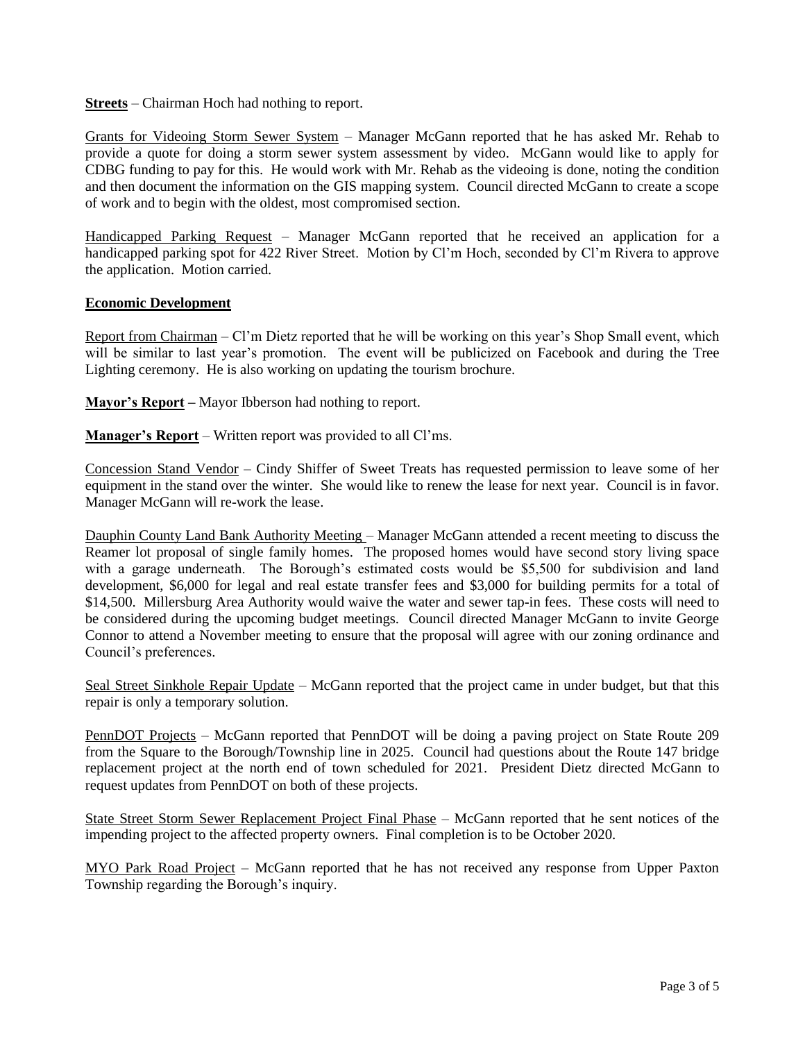**Streets** – Chairman Hoch had nothing to report.

Grants for Videoing Storm Sewer System – Manager McGann reported that he has asked Mr. Rehab to provide a quote for doing a storm sewer system assessment by video. McGann would like to apply for CDBG funding to pay for this. He would work with Mr. Rehab as the videoing is done, noting the condition and then document the information on the GIS mapping system. Council directed McGann to create a scope of work and to begin with the oldest, most compromised section.

Handicapped Parking Request – Manager McGann reported that he received an application for a handicapped parking spot for 422 River Street. Motion by Cl'm Hoch, seconded by Cl'm Rivera to approve the application. Motion carried.

**Economic Development**

Report from Chairman – Cl'm Dietz reported that he will be working on this year's Shop Small event, which will be similar to last year's promotion. The event will be publicized on Facebook and during the Tree Lighting ceremony. He is also working on updating the tourism brochure.

**Mayor's Report –** Mayor Ibberson had nothing to report.

**Manager's Report** – Written report was provided to all Cl'ms.

Concession Stand Vendor – Cindy Shiffer of Sweet Treats has requested permission to leave some of her equipment in the stand over the winter. She would like to renew the lease for next year. Council is in favor. Manager McGann will re-work the lease.

Dauphin County Land Bank Authority Meeting – Manager McGann attended a recent meeting to discuss the Reamer lot proposal of single family homes. The proposed homes would have second story living space with a garage underneath. The Borough's estimated costs would be $5,500 for subdivision and land development, $6,000 for legal and real estate transfer fees and $3,000 for building permits for a total of $14,500. Millersburg Area Authority would waive the water and sewer tap-in fees. These costs will need to be considered during the upcoming budget meetings. Council directed Manager McGann to invite George Connor to attend a November meeting to ensure that the proposal will agree with our zoning ordinance and Council's preferences.

Seal Street Sinkhole Repair Update – McGann reported that the project came in under budget, but that this repair is only a temporary solution.

PennDOT Projects – McGann reported that PennDOT will be doing a paving project on State Route 209 from the Square to the Borough/Township line in 2025. Council had questions about the Route 147 bridge replacement project at the north end of town scheduled for 2021. President Dietz directed McGann to request updates from PennDOT on both of these projects.

State Street Storm Sewer Replacement Project Final Phase – McGann reported that he sent notices of the impending project to the affected property owners. Final completion is to be October 2020.

MYO Park Road Project – McGann reported that he has not received any response from Upper Paxton Township regarding the Borough's inquiry.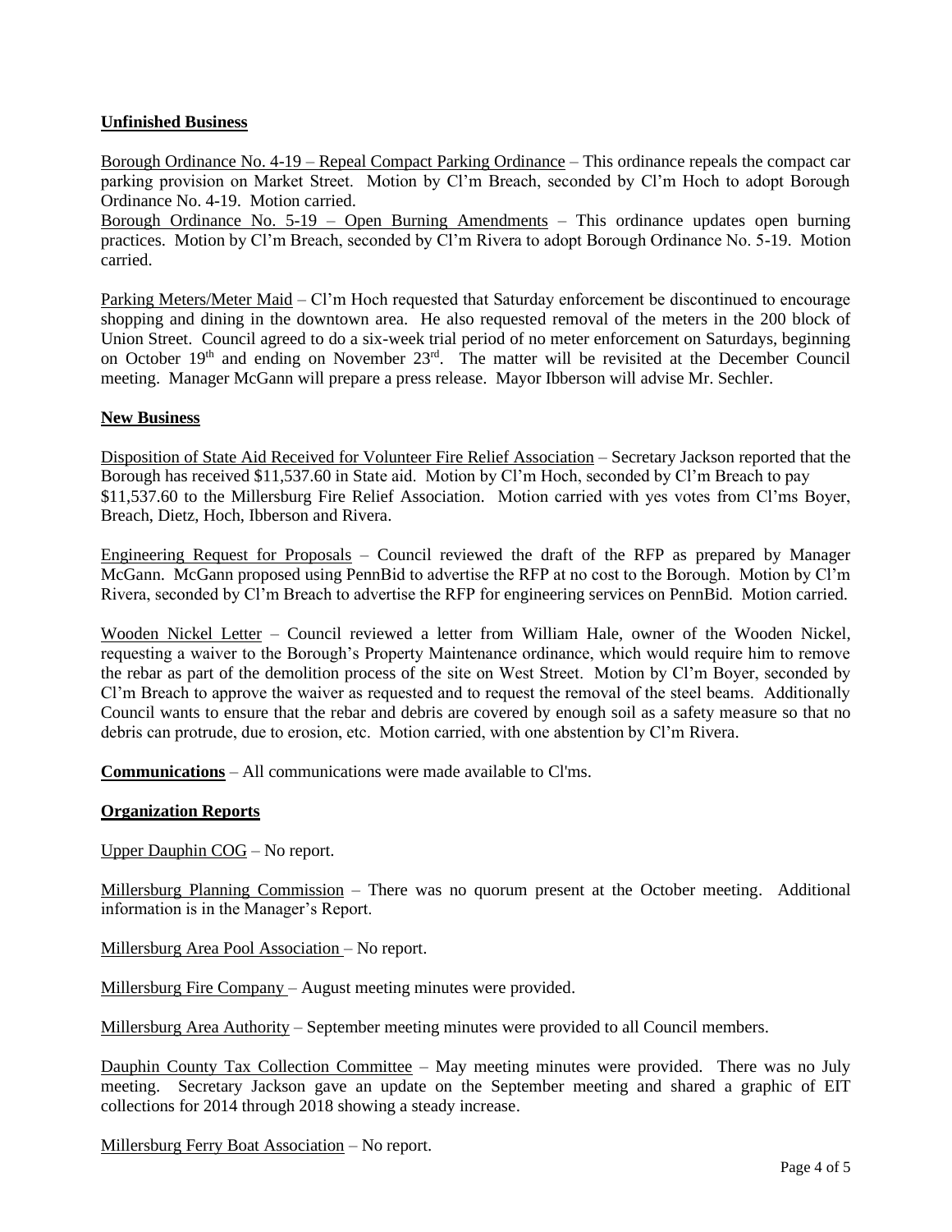**Unfinished Business**

Borough Ordinance No. 4-19 – Repeal Compact Parking Ordinance – This ordinance repeals the compact car parking provision on Market Street. Motion by Cl'm Breach, seconded by Cl'm Hoch to adopt Borough Ordinance No. 4-19. Motion carried.

Borough Ordinance No. 5-19 – Open Burning Amendments – This ordinance updates open burning practices. Motion by Cl'm Breach, seconded by Cl'm Rivera to adopt Borough Ordinance No. 5-19. Motion carried.

Parking Meters/Meter Maid – Cl'm Hoch requested that Saturday enforcement be discontinued to encourage shopping and dining in the downtown area. He also requested removal of the meters in the 200 block of Union Street. Council agreed to do a six-week trial period of no meter enforcement on Saturdays, beginning on October 19th and ending on November 23rd. The matter will be revisited at the December Council meeting. Manager McGann will prepare a press release. Mayor Ibberson will advise Mr. Sechler.

**New Business**

Disposition of State Aid Received for Volunteer Fire Relief Association – Secretary Jackson reported that the Borough has received $11,537.60 in State aid. Motion by Cl'm Hoch, seconded by Cl'm Breach to pay $11,537.60 to the Millersburg Fire Relief Association. Motion carried with yes votes from Cl'ms Boyer, Breach, Dietz, Hoch, Ibberson and Rivera.

Engineering Request for Proposals – Council reviewed the draft of the RFP as prepared by Manager McGann. McGann proposed using PennBid to advertise the RFP at no cost to the Borough. Motion by Cl'm Rivera, seconded by Cl'm Breach to advertise the RFP for engineering services on PennBid. Motion carried.

Wooden Nickel Letter – Council reviewed a letter from William Hale, owner of the Wooden Nickel, requesting a waiver to the Borough's Property Maintenance ordinance, which would require him to remove the rebar as part of the demolition process of the site on West Street. Motion by Cl'm Boyer, seconded by Cl'm Breach to approve the waiver as requested and to request the removal of the steel beams. Additionally Council wants to ensure that the rebar and debris are covered by enough soil as a safety measure so that no debris can protrude, due to erosion, etc. Motion carried, with one abstention by Cl'm Rivera.

**Communications** – All communications were made available to Cl'ms.

**Organization Reports**

Upper Dauphin COG – No report.

Millersburg Planning Commission – There was no quorum present at the October meeting. Additional information is in the Manager's Report.

Millersburg Area Pool Association – No report.

Millersburg Fire Company – August meeting minutes were provided.

Millersburg Area Authority – September meeting minutes were provided to all Council members.

Dauphin County Tax Collection Committee – May meeting minutes were provided. There was no July meeting. Secretary Jackson gave an update on the September meeting and shared a graphic of EIT collections for 2014 through 2018 showing a steady increase.

Millersburg Ferry Boat Association – No report.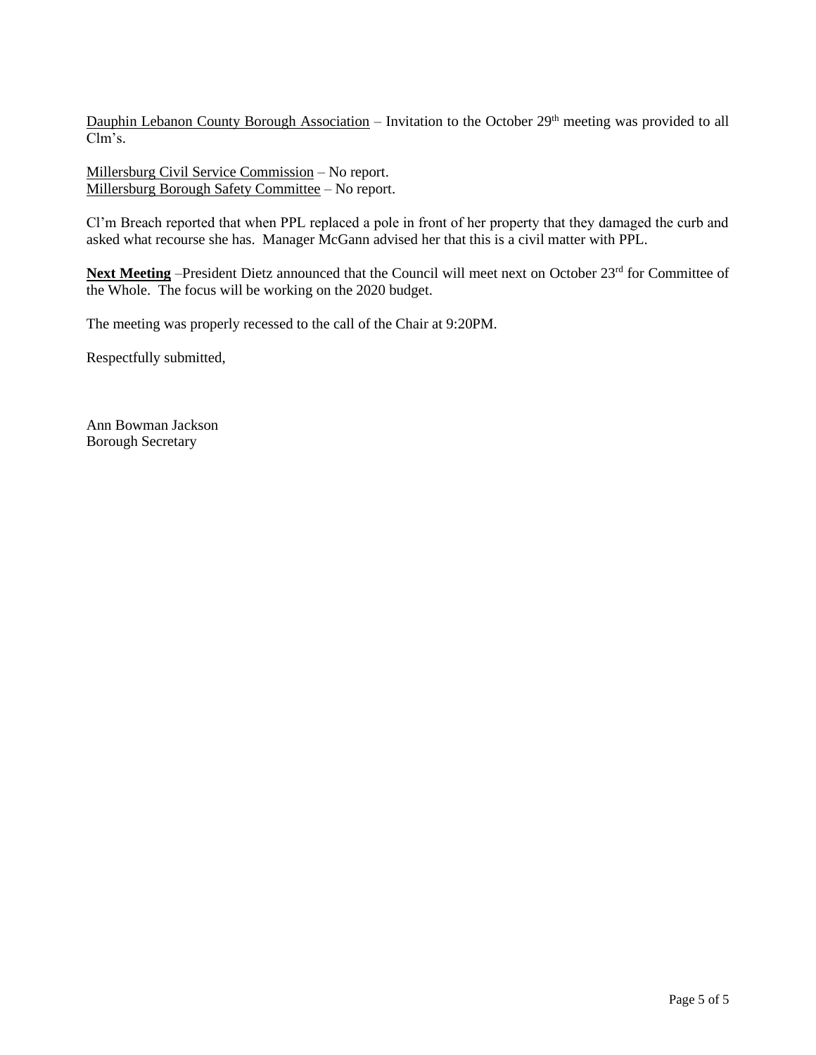Dauphin Lebanon County Borough Association – Invitation to the October 29th meeting was provided to all Clm's.

Millersburg Civil Service Commission – No report.
Millersburg Borough Safety Committee – No report.

Cl'm Breach reported that when PPL replaced a pole in front of her property that they damaged the curb and asked what recourse she has. Manager McGann advised her that this is a civil matter with PPL.

**Next Meeting** –President Dietz announced that the Council will meet next on October 23rd for Committee of the Whole. The focus will be working on the 2020 budget.

The meeting was properly recessed to the call of the Chair at 9:20PM.

Respectfully submitted,

Ann Bowman Jackson
Borough Secretary